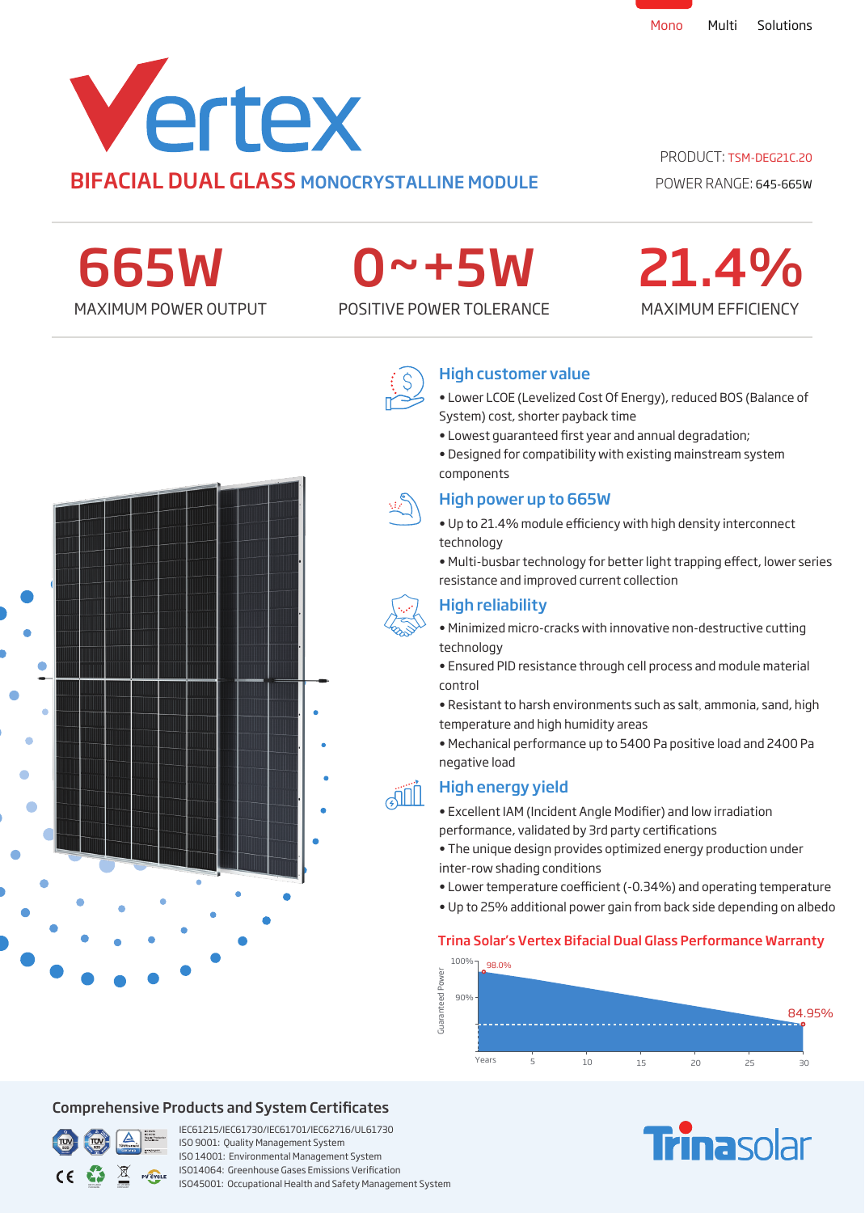Mono Multi Solutions

# Vertex

## BIFACIAL DUAL GLASS MONOCRYSTALLINE MODULE

PRODUCT: TSM-DEG21C.20

POWER RANGE: 645-665W

| 665W | 0~+5W | 21.4% |
| --- | --- | --- |
| MAXIMUM POWER OUTPUT | POSITIVE POWER TOLERANCE | MAXIMUM EFFICIENCY |

### High customer value

- Lower LCOE (Levelized Cost Of Energy), reduced BOS (Balance of System) cost, shorter payback time
- Lowest guaranteed first year and annual degradation;
- Designed for compatibility with existing mainstream system components

### High power up to 665W

- Up to 21.4% module efficiency with high density interconnect technology
- Multi-busbar technology for better light trapping effect, lower series resistance and improved current collection

### High reliability

- Minimized micro-cracks with innovative non-destructive cutting technology
- Ensured PID resistance through cell process and module material control
- Resistant to harsh environments such as salt, ammonia, sand, high temperature and high humidity areas
- Mechanical performance up to 5400 Pa positive load and 2400 Pa negative load

### High energy yield

- Excellent IAM (Incident Angle Modifier) and low irradiation performance, validated by 3rd party certifications
- The unique design provides optimized energy production under inter-row shading conditions
- Lower temperature coefficient (-0.34%) and operating temperature
- Up to 25% additional power gain from back side depending on albedo

### Trina Solar's Vertex Bifacial Dual Glass Performance Warranty

Guaranteed Power: 100%, 90%; 98.0% (start), 84.95% (year 30)

Years: 5, 10, 15, 20, 25, 30

## Comprehensive Products and System Certificates

IEC61215/IEC61730/IEC61701/IEC62716/UL61730
ISO 9001: Quality Management System
ISO 14001: Environmental Management System
ISO14064: Greenhouse Gases Emissions Verification
ISO45001: Occupational Health and Safety Management System

Trinasolar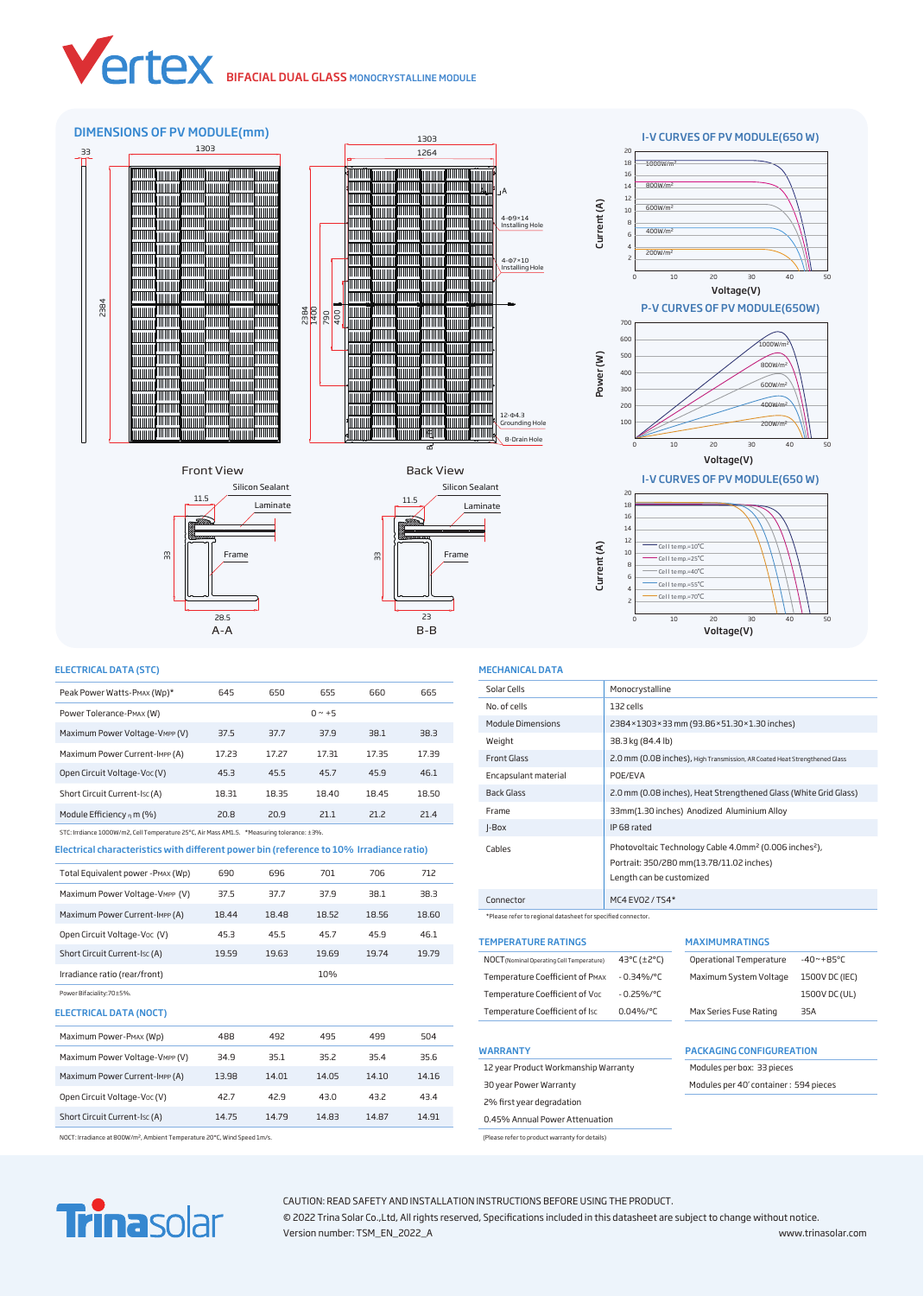# Vertex BIFACIAL DUAL GLASS MONOCRYSTALLINE MODULE

## DIMENSIONS OF PV MODULE(mm)

33
1303
2384

Front View

1303
1264
A
4-Φ9×14 Installing Hole
4-Φ7×10 Installing Hole
2384
1400
790
400
12-Φ4.3 Grounding Hole
B
8-Drain Hole

Back View

Silicon Sealant
Laminate
11.5
33
Frame
28.5
A-A

Silicon Sealant
Laminate
11.5
33
Frame
23
B-B

## I-V CURVES OF PV MODULE(650 W)

Current (A)
Voltage(V)
1000W/m²
800W/m²
600W/m²
400W/m²
200W/m²

## P-V CURVES OF PV MODULE(650W)

Power (W)
Voltage(V)
1000W/m²
800W/m²
600W/m²
400W/m²
200W/m²

## I-V CURVES OF PV MODULE(650 W)

Current (A)
Voltage(V)
Cell temp.=10°C
Cell temp.=25°C
Cell temp.=40°C
Cell temp.=55°C
Cell temp.=70°C

## ELECTRICAL DATA (STC)

| Peak Power Watts-PMAX (Wp)* | 645 | 650 | 655 | 660 | 665 |
|---|---|---|---|---|---|
| Power Tolerance-PMAX (W) | | | 0 ~ +5 | | |
| Maximum Power Voltage-VMPP (V) | 37.5 | 37.7 | 37.9 | 38.1 | 38.3 |
| Maximum Power Current-IMPP (A) | 17.23 | 17.27 | 17.31 | 17.35 | 17.39 |
| Open Circuit Voltage-VOC (V) | 45.3 | 45.5 | 45.7 | 45.9 | 46.1 |
| Short Circuit Current-ISC (A) | 18.31 | 18.35 | 18.40 | 18.45 | 18.50 |
| Module Efficiency η m (%) | 20.8 | 20.9 | 21.1 | 21.2 | 21.4 |

STC: Irrdiance 1000W/m2, Cell Temperature 25°C, Air Mass AM1.5. *Measuring tolerance: ±3%.

### Electrical characteristics with different power bin (reference to 10% Irradiance ratio)

| Total Equivalent power -PMAX (Wp) | 690 | 696 | 701 | 706 | 712 |
|---|---|---|---|---|---|
| Maximum Power Voltage-VMPP (V) | 37.5 | 37.7 | 37.9 | 38.1 | 38.3 |
| Maximum Power Current-IMPP (A) | 18.44 | 18.48 | 18.52 | 18.56 | 18.60 |
| Open Circuit Voltage-VOC (V) | 45.3 | 45.5 | 45.7 | 45.9 | 46.1 |
| Short Circuit Current-ISC (A) | 19.59 | 19.63 | 19.69 | 19.74 | 19.79 |
| Irradiance ratio (rear/front) | | | 10% | | |

Power Bifaciality:70±5%.

## ELECTRICAL DATA (NOCT)

| Maximum Power-PMAX (Wp) | 488 | 492 | 495 | 499 | 504 |
|---|---|---|---|---|---|
| Maximum Power Voltage-VMPP (V) | 34.9 | 35.1 | 35.2 | 35.4 | 35.6 |
| Maximum Power Current-IMPP (A) | 13.98 | 14.01 | 14.05 | 14.10 | 14.16 |
| Open Circuit Voltage-VOC (V) | 42.7 | 42.9 | 43.0 | 43.2 | 43.4 |
| Short Circuit Current-ISC (A) | 14.75 | 14.79 | 14.83 | 14.87 | 14.91 |

NOCT: Irradiance at 800W/m², Ambient Temperature 20°C, Wind Speed 1m/s.

## MECHANICAL DATA

| | |
|---|---|
| Solar Cells | Monocrystalline |
| No. of cells | 132 cells |
| Module Dimensions | 2384×1303×33 mm (93.86×51.30×1.30 inches) |
| Weight | 38.3 kg (84.4 lb) |
| Front Glass | 2.0 mm (0.08 inches), High Transmission, AR Coated Heat Strengthened Glass |
| Encapsulant material | POE/EVA |
| Back Glass | 2.0 mm (0.08 inches), Heat Strengthened Glass (White Grid Glass) |
| Frame | 33mm(1.30 inches) Anodized Aluminium Alloy |
| J-Box | IP 68 rated |
| Cables | Photovoltaic Technology Cable 4.0mm² (0.006 inches²), Portrait: 350/280 mm(13.78/11.02 inches) Length can be customized |
| Connector | MC4 EVO2 / TS4* |

*Please refer to regional datasheet for specified connector.

## TEMPERATURE RATINGS

| | |
|---|---|
| NOCT (Nominal Operating Cell Temperature) | 43°C (±2°C) |
| Temperature Coefficient of PMAX | - 0.34%/°C |
| Temperature Coefficient of VOC | - 0.25%/°C |
| Temperature Coefficient of ISC | 0.04%/°C |

## MAXIMUMRATINGS

| | |
|---|---|
| Operational Temperature | -40~+85°C |
| Maximum System Voltage | 1500V DC (IEC) |
| | 1500V DC (UL) |
| Max Series Fuse Rating | 35A |

## WARRANTY

12 year Product Workmanship Warranty

30 year Power Warranty

2% first year degradation

0.45% Annual Power Attenuation

(Please refer to product warranty for details)

## PACKAGING CONFIGUREATION

Modules per box: 33 pieces

Modules per 40' container : 594 pieces

Trinasolar

CAUTION: READ SAFETY AND INSTALLATION INSTRUCTIONS BEFORE USING THE PRODUCT.

© 2022 Trina Solar Co.,Ltd, All rights reserved, Specifications included in this datasheet are subject to change without notice.

Version number: TSM_EN_2022_A

www.trinasolar.com